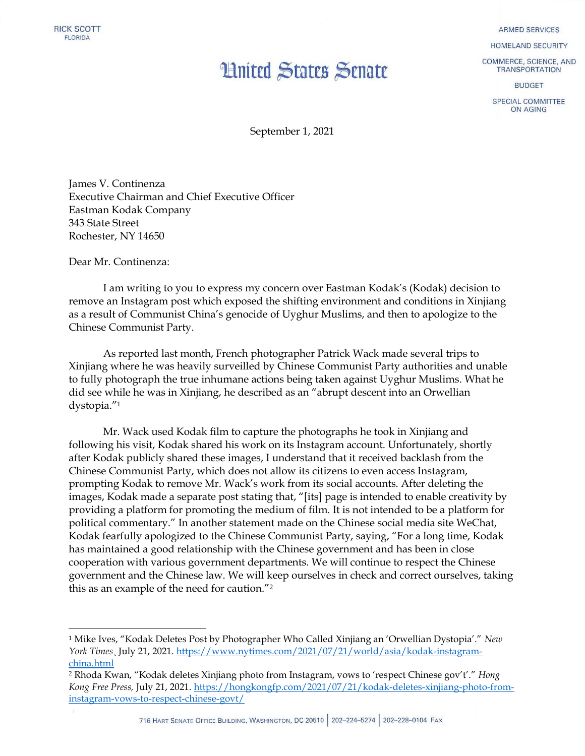RICK SCOTT
FLORIDA

# United States Senate

ARMED SERVICES
HOMELAND SECURITY
COMMERCE, SCIENCE, AND TRANSPORTATION
BUDGET
SPECIAL COMMITTEE ON AGING

September 1, 2021

James V. Continenza
Executive Chairman and Chief Executive Officer
Eastman Kodak Company
343 State Street
Rochester, NY 14650

Dear Mr. Continenza:

I am writing to you to express my concern over Eastman Kodak's (Kodak) decision to remove an Instagram post which exposed the shifting environment and conditions in Xinjiang as a result of Communist China's genocide of Uyghur Muslims, and then to apologize to the Chinese Communist Party.

As reported last month, French photographer Patrick Wack made several trips to Xinjiang where he was heavily surveilled by Chinese Communist Party authorities and unable to fully photograph the true inhumane actions being taken against Uyghur Muslims. What he did see while he was in Xinjiang, he described as an "abrupt descent into an Orwellian dystopia."[1]

Mr. Wack used Kodak film to capture the photographs he took in Xinjiang and following his visit, Kodak shared his work on its Instagram account. Unfortunately, shortly after Kodak publicly shared these images, I understand that it received backlash from the Chinese Communist Party, which does not allow its citizens to even access Instagram, prompting Kodak to remove Mr. Wack's work from its social accounts. After deleting the images, Kodak made a separate post stating that, "[its] page is intended to enable creativity by providing a platform for promoting the medium of film. It is not intended to be a platform for political commentary." In another statement made on the Chinese social media site WeChat, Kodak fearfully apologized to the Chinese Communist Party, saying, "For a long time, Kodak has maintained a good relationship with the Chinese government and has been in close cooperation with various government departments. We will continue to respect the Chinese government and the Chinese law. We will keep ourselves in check and correct ourselves, taking this as an example of the need for caution."[2]

---

[1] Mike Ives, "Kodak Deletes Post by Photographer Who Called Xinjiang an 'Orwellian Dystopia'." *New York Times*, July 21, 2021. https://www.nytimes.com/2021/07/21/world/asia/kodak-instagram-china.html

[2] Rhoda Kwan, "Kodak deletes Xinjiang photo from Instagram, vows to 'respect Chinese gov't'." *Hong Kong Free Press,* July 21, 2021. https://hongkongfp.com/2021/07/21/kodak-deletes-xinjiang-photo-from-instagram-vows-to-respect-chinese-govt/

716 Hart Senate Office Building, Washington, DC 20510 | 202–224–5274 | 202–228–0104 Fax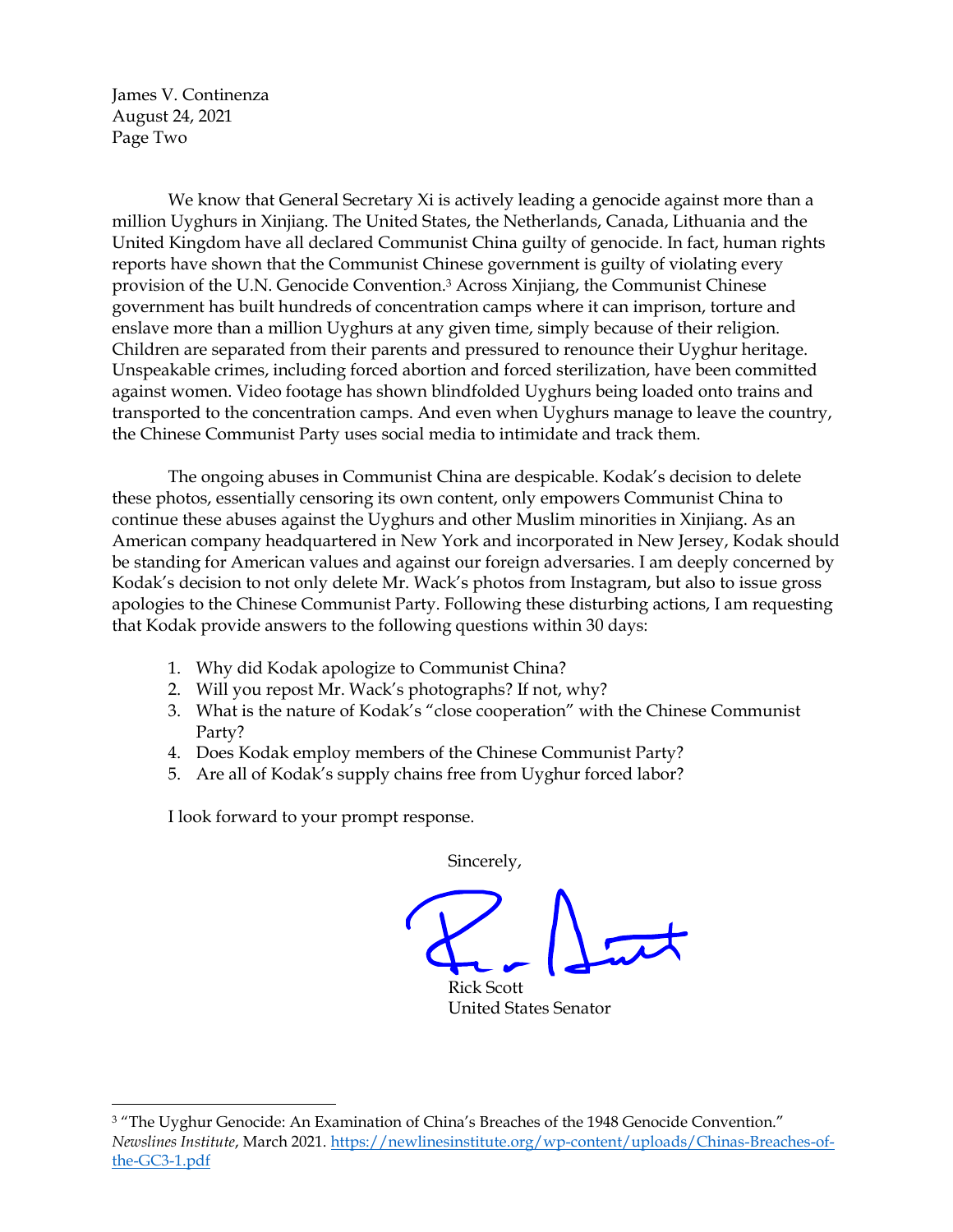James V. Continenza
August 24, 2021
Page Two

We know that General Secretary Xi is actively leading a genocide against more than a million Uyghurs in Xinjiang. The United States, the Netherlands, Canada, Lithuania and the United Kingdom have all declared Communist China guilty of genocide. In fact, human rights reports have shown that the Communist Chinese government is guilty of violating every provision of the U.N. Genocide Convention.[3] Across Xinjiang, the Communist Chinese government has built hundreds of concentration camps where it can imprison, torture and enslave more than a million Uyghurs at any given time, simply because of their religion. Children are separated from their parents and pressured to renounce their Uyghur heritage. Unspeakable crimes, including forced abortion and forced sterilization, have been committed against women. Video footage has shown blindfolded Uyghurs being loaded onto trains and transported to the concentration camps. And even when Uyghurs manage to leave the country, the Chinese Communist Party uses social media to intimidate and track them.

The ongoing abuses in Communist China are despicable. Kodak's decision to delete these photos, essentially censoring its own content, only empowers Communist China to continue these abuses against the Uyghurs and other Muslim minorities in Xinjiang. As an American company headquartered in New York and incorporated in New Jersey, Kodak should be standing for American values and against our foreign adversaries. I am deeply concerned by Kodak's decision to not only delete Mr. Wack's photos from Instagram, but also to issue gross apologies to the Chinese Communist Party. Following these disturbing actions, I am requesting that Kodak provide answers to the following questions within 30 days:

1. Why did Kodak apologize to Communist China?
2. Will you repost Mr. Wack's photographs? If not, why?
3. What is the nature of Kodak's "close cooperation" with the Chinese Communist Party?
4. Does Kodak employ members of the Chinese Communist Party?
5. Are all of Kodak's supply chains free from Uyghur forced labor?

I look forward to your prompt response.

Sincerely,

Rick Scott
United States Senator

---

[3] "The Uyghur Genocide: An Examination of China's Breaches of the 1948 Genocide Convention." *Newslines Institute*, March 2021. https://newlinesinstitute.org/wp-content/uploads/Chinas-Breaches-of-the-GC3-1.pdf